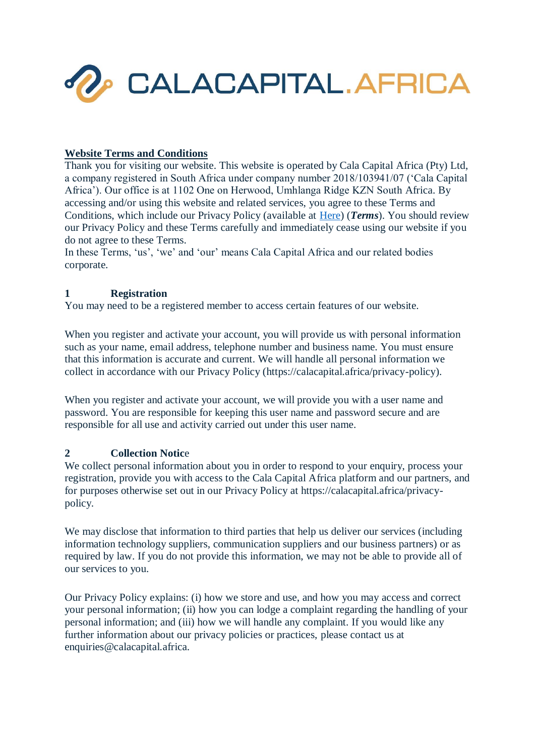# CALACAPITAL.AFRICA

## Website Terms and Conditions

Thank you for visiting our website. This website is operated by Cala Capital Africa (Pty) Ltd, a company registered in South Africa under company number 2018/103941/07 ('Cala Capital Africa'). Our office is at 1102 One on Herwood, Umhlanga Ridge KZN South Africa. By accessing and/or using this website and related services, you agree to these Terms and Conditions, which include our Privacy Policy (available at Here) (***Terms***). You should review our Privacy Policy and these Terms carefully and immediately cease using our website if you do not agree to these Terms.

In these Terms, 'us', 'we' and 'our' means Cala Capital Africa and our related bodies corporate.

### 1 Registration

You may need to be a registered member to access certain features of our website.

When you register and activate your account, you will provide us with personal information such as your name, email address, telephone number and business name. You must ensure that this information is accurate and current. We will handle all personal information we collect in accordance with our Privacy Policy (https://calacapital.africa/privacy-policy).

When you register and activate your account, we will provide you with a user name and password. You are responsible for keeping this user name and password secure and are responsible for all use and activity carried out under this user name.

### 2 Collection Notice

We collect personal information about you in order to respond to your enquiry, process your registration, provide you with access to the Cala Capital Africa platform and our partners, and for purposes otherwise set out in our Privacy Policy at https://calacapital.africa/privacy-policy.

We may disclose that information to third parties that help us deliver our services (including information technology suppliers, communication suppliers and our business partners) or as required by law. If you do not provide this information, we may not be able to provide all of our services to you.

Our Privacy Policy explains: (i) how we store and use, and how you may access and correct your personal information; (ii) how you can lodge a complaint regarding the handling of your personal information; and (iii) how we will handle any complaint. If you would like any further information about our privacy policies or practices, please contact us at enquiries@calacapital.africa.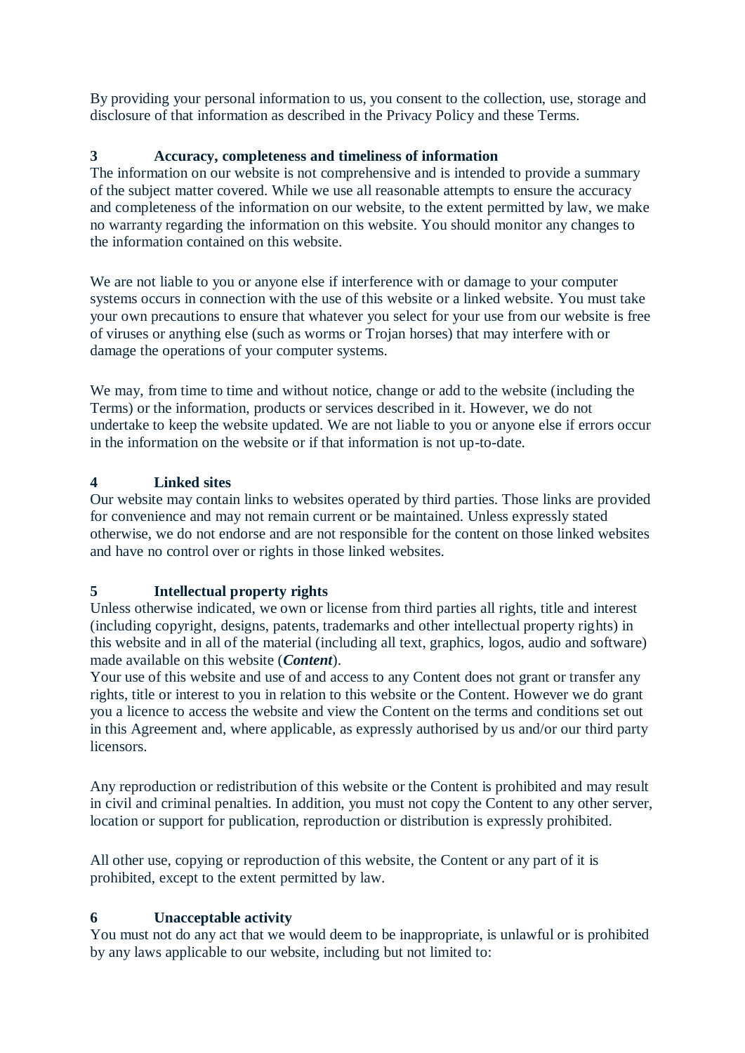By providing your personal information to us, you consent to the collection, use, storage and disclosure of that information as described in the Privacy Policy and these Terms.

## 3 Accuracy, completeness and timeliness of information

The information on our website is not comprehensive and is intended to provide a summary of the subject matter covered. While we use all reasonable attempts to ensure the accuracy and completeness of the information on our website, to the extent permitted by law, we make no warranty regarding the information on this website. You should monitor any changes to the information contained on this website.

We are not liable to you or anyone else if interference with or damage to your computer systems occurs in connection with the use of this website or a linked website. You must take your own precautions to ensure that whatever you select for your use from our website is free of viruses or anything else (such as worms or Trojan horses) that may interfere with or damage the operations of your computer systems.

We may, from time to time and without notice, change or add to the website (including the Terms) or the information, products or services described in it. However, we do not undertake to keep the website updated. We are not liable to you or anyone else if errors occur in the information on the website or if that information is not up-to-date.

## 4 Linked sites

Our website may contain links to websites operated by third parties. Those links are provided for convenience and may not remain current or be maintained. Unless expressly stated otherwise, we do not endorse and are not responsible for the content on those linked websites and have no control over or rights in those linked websites.

## 5 Intellectual property rights

Unless otherwise indicated, we own or license from third parties all rights, title and interest (including copyright, designs, patents, trademarks and other intellectual property rights) in this website and in all of the material (including all text, graphics, logos, audio and software) made available on this website (***Content***).
Your use of this website and use of and access to any Content does not grant or transfer any rights, title or interest to you in relation to this website or the Content. However we do grant you a licence to access the website and view the Content on the terms and conditions set out in this Agreement and, where applicable, as expressly authorised by us and/or our third party licensors.

Any reproduction or redistribution of this website or the Content is prohibited and may result in civil and criminal penalties. In addition, you must not copy the Content to any other server, location or support for publication, reproduction or distribution is expressly prohibited.

All other use, copying or reproduction of this website, the Content or any part of it is prohibited, except to the extent permitted by law.

## 6 Unacceptable activity

You must not do any act that we would deem to be inappropriate, is unlawful or is prohibited by any laws applicable to our website, including but not limited to: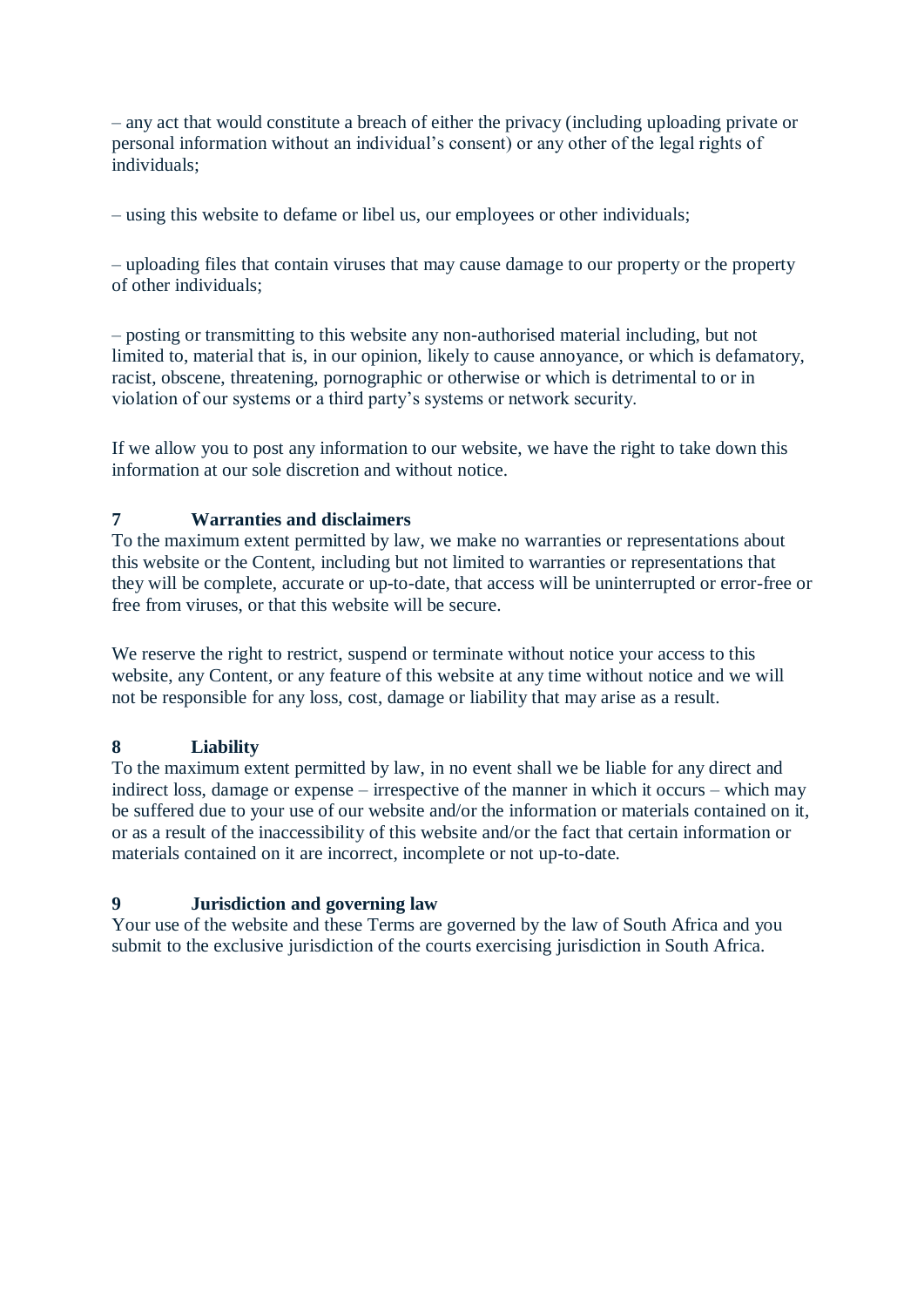– any act that would constitute a breach of either the privacy (including uploading private or personal information without an individual's consent) or any other of the legal rights of individuals;

– using this website to defame or libel us, our employees or other individuals;

– uploading files that contain viruses that may cause damage to our property or the property of other individuals;

– posting or transmitting to this website any non-authorised material including, but not limited to, material that is, in our opinion, likely to cause annoyance, or which is defamatory, racist, obscene, threatening, pornographic or otherwise or which is detrimental to or in violation of our systems or a third party's systems or network security.

If we allow you to post any information to our website, we have the right to take down this information at our sole discretion and without notice.

**7 Warranties and disclaimers**

To the maximum extent permitted by law, we make no warranties or representations about this website or the Content, including but not limited to warranties or representations that they will be complete, accurate or up-to-date, that access will be uninterrupted or error-free or free from viruses, or that this website will be secure.

We reserve the right to restrict, suspend or terminate without notice your access to this website, any Content, or any feature of this website at any time without notice and we will not be responsible for any loss, cost, damage or liability that may arise as a result.

**8 Liability**

To the maximum extent permitted by law, in no event shall we be liable for any direct and indirect loss, damage or expense – irrespective of the manner in which it occurs – which may be suffered due to your use of our website and/or the information or materials contained on it, or as a result of the inaccessibility of this website and/or the fact that certain information or materials contained on it are incorrect, incomplete or not up-to-date.

**9 Jurisdiction and governing law**

Your use of the website and these Terms are governed by the law of South Africa and you submit to the exclusive jurisdiction of the courts exercising jurisdiction in South Africa.